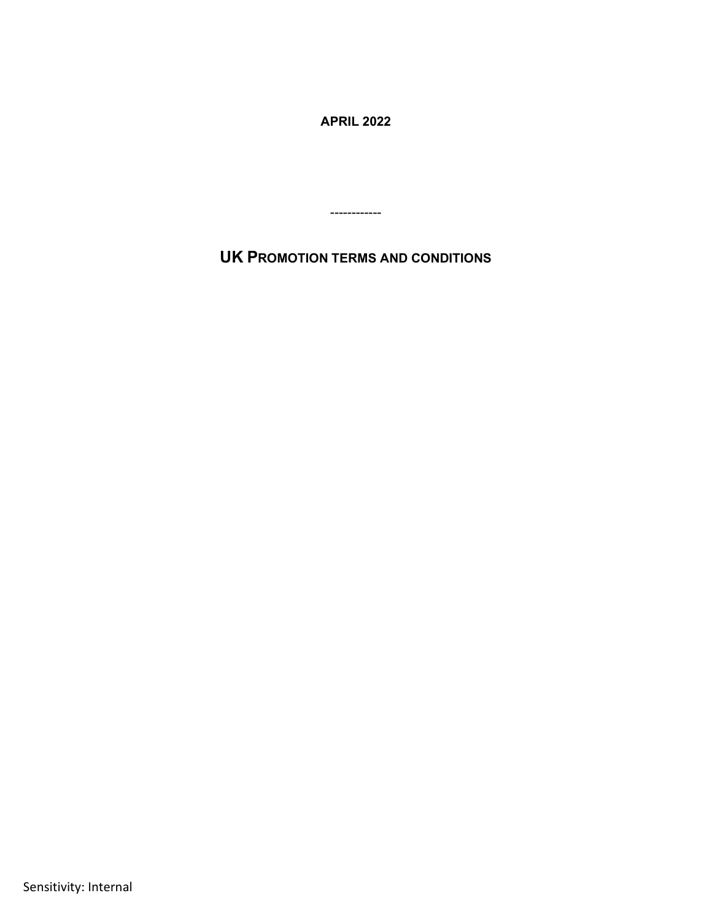**APRIL 2022**

------------

# UK PROMOTION TERMS AND CONDITIONS

Sensitivity: Internal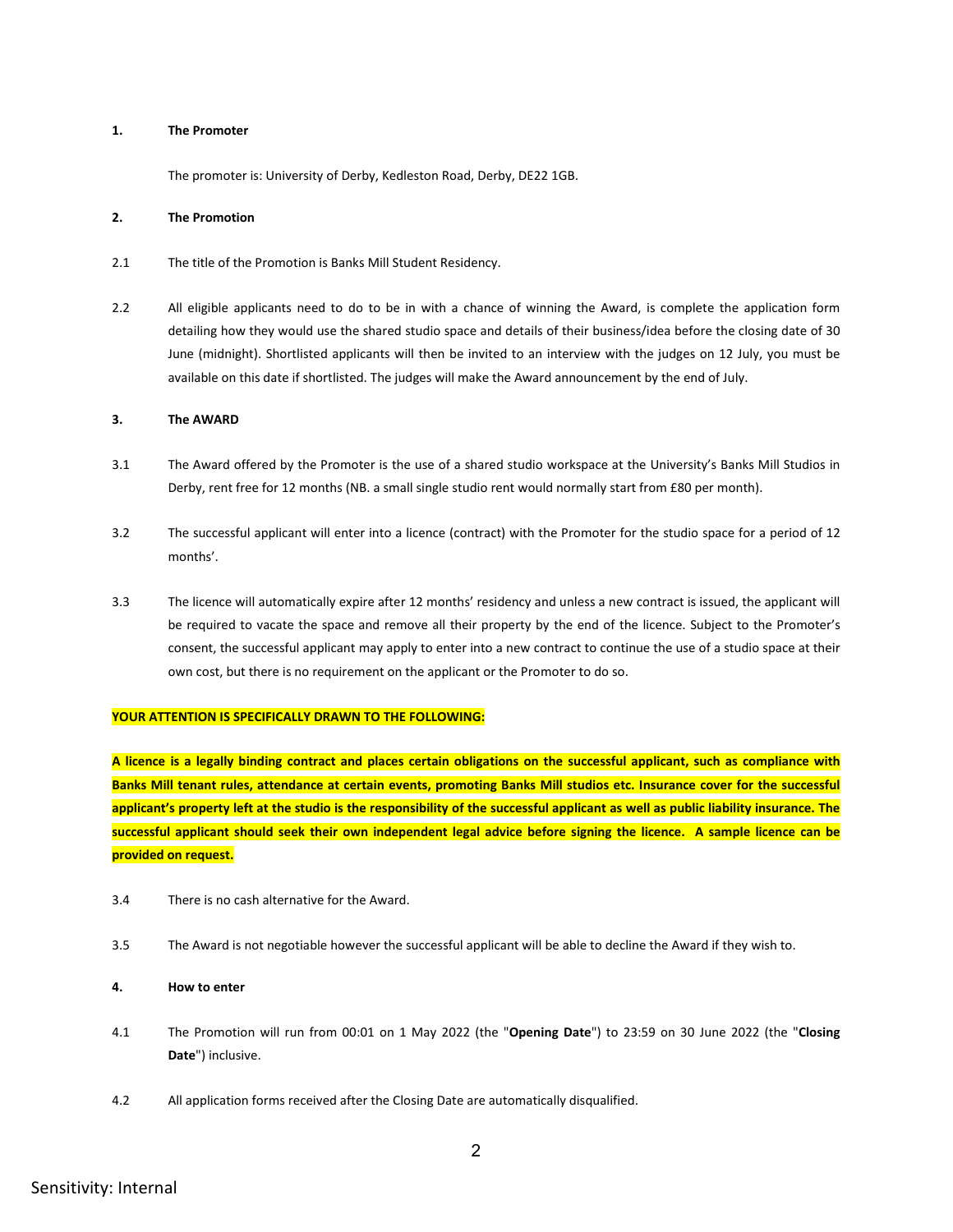**1. The Promoter**

The promoter is: University of Derby, Kedleston Road, Derby, DE22 1GB.

**2. The Promotion**

2.1 The title of the Promotion is Banks Mill Student Residency.

2.2 All eligible applicants need to do to be in with a chance of winning the Award, is complete the application form detailing how they would use the shared studio space and details of their business/idea before the closing date of 30 June (midnight). Shortlisted applicants will then be invited to an interview with the judges on 12 July, you must be available on this date if shortlisted. The judges will make the Award announcement by the end of July.

**3. The AWARD**

3.1 The Award offered by the Promoter is the use of a shared studio workspace at the University's Banks Mill Studios in Derby, rent free for 12 months (NB. a small single studio rent would normally start from £80 per month).

3.2 The successful applicant will enter into a licence (contract) with the Promoter for the studio space for a period of 12 months'.

3.3 The licence will automatically expire after 12 months' residency and unless a new contract is issued, the applicant will be required to vacate the space and remove all their property by the end of the licence. Subject to the Promoter's consent, the successful applicant may apply to enter into a new contract to continue the use of a studio space at their own cost, but there is no requirement on the applicant or the Promoter to do so.

**YOUR ATTENTION IS SPECIFICALLY DRAWN TO THE FOLLOWING:**

**A licence is a legally binding contract and places certain obligations on the successful applicant, such as compliance with Banks Mill tenant rules, attendance at certain events, promoting Banks Mill studios etc. Insurance cover for the successful applicant's property left at the studio is the responsibility of the successful applicant as well as public liability insurance. The successful applicant should seek their own independent legal advice before signing the licence. A sample licence can be provided on request.**

3.4 There is no cash alternative for the Award.

3.5 The Award is not negotiable however the successful applicant will be able to decline the Award if they wish to.

**4. How to enter**

4.1 The Promotion will run from 00:01 on 1 May 2022 (the "**Opening Date**") to 23:59 on 30 June 2022 (the "**Closing Date**") inclusive.

4.2 All application forms received after the Closing Date are automatically disqualified.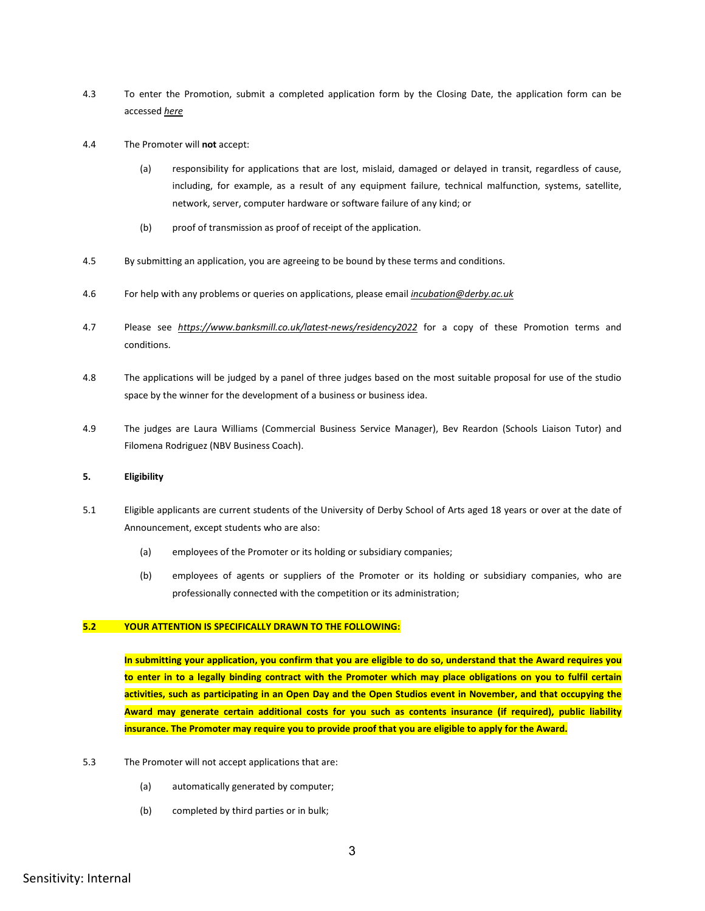4.3 To enter the Promotion, submit a completed application form by the Closing Date, the application form can be accessed *here*

4.4 The Promoter will **not** accept:

(a) responsibility for applications that are lost, mislaid, damaged or delayed in transit, regardless of cause, including, for example, as a result of any equipment failure, technical malfunction, systems, satellite, network, server, computer hardware or software failure of any kind; or

(b) proof of transmission as proof of receipt of the application.

4.5 By submitting an application, you are agreeing to be bound by these terms and conditions.

4.6 For help with any problems or queries on applications, please email *incubation@derby.ac.uk*

4.7 Please see *https://www.banksmill.co.uk/latest-news/residency2022* for a copy of these Promotion terms and conditions.

4.8 The applications will be judged by a panel of three judges based on the most suitable proposal for use of the studio space by the winner for the development of a business or business idea.

4.9 The judges are Laura Williams (Commercial Business Service Manager), Bev Reardon (Schools Liaison Tutor) and Filomena Rodriguez (NBV Business Coach).

**5. Eligibility**

5.1 Eligible applicants are current students of the University of Derby School of Arts aged 18 years or over at the date of Announcement, except students who are also:

(a) employees of the Promoter or its holding or subsidiary companies;

(b) employees of agents or suppliers of the Promoter or its holding or subsidiary companies, who are professionally connected with the competition or its administration;

**5.2 YOUR ATTENTION IS SPECIFICALLY DRAWN TO THE FOLLOWING:**

**In submitting your application, you confirm that you are eligible to do so, understand that the Award requires you to enter in to a legally binding contract with the Promoter which may place obligations on you to fulfil certain activities, such as participating in an Open Day and the Open Studios event in November, and that occupying the Award may generate certain additional costs for you such as contents insurance (if required), public liability insurance. The Promoter may require you to provide proof that you are eligible to apply for the Award.**

5.3 The Promoter will not accept applications that are:

(a) automatically generated by computer;

(b) completed by third parties or in bulk;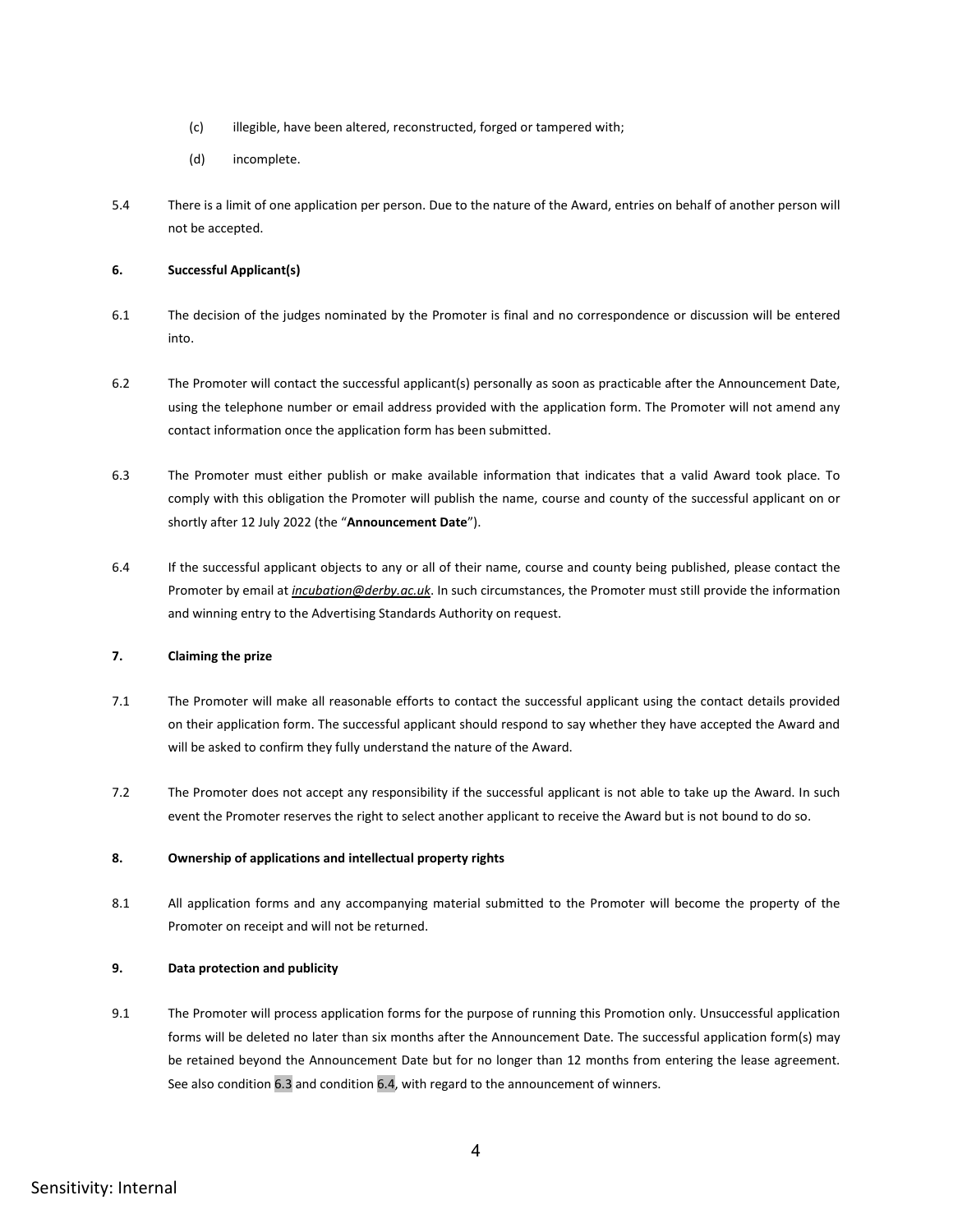(c) illegible, have been altered, reconstructed, forged or tampered with;

(d) incomplete.

5.4 There is a limit of one application per person. Due to the nature of the Award, entries on behalf of another person will not be accepted.

**6. Successful Applicant(s)**

6.1 The decision of the judges nominated by the Promoter is final and no correspondence or discussion will be entered into.

6.2 The Promoter will contact the successful applicant(s) personally as soon as practicable after the Announcement Date, using the telephone number or email address provided with the application form. The Promoter will not amend any contact information once the application form has been submitted.

6.3 The Promoter must either publish or make available information that indicates that a valid Award took place. To comply with this obligation the Promoter will publish the name, course and county of the successful applicant on or shortly after 12 July 2022 (the "**Announcement Date**").

6.4 If the successful applicant objects to any or all of their name, course and county being published, please contact the Promoter by email at ***incubation@derby.ac.uk***. In such circumstances, the Promoter must still provide the information and winning entry to the Advertising Standards Authority on request.

**7. Claiming the prize**

7.1 The Promoter will make all reasonable efforts to contact the successful applicant using the contact details provided on their application form. The successful applicant should respond to say whether they have accepted the Award and will be asked to confirm they fully understand the nature of the Award.

7.2 The Promoter does not accept any responsibility if the successful applicant is not able to take up the Award. In such event the Promoter reserves the right to select another applicant to receive the Award but is not bound to do so.

**8. Ownership of applications and intellectual property rights**

8.1 All application forms and any accompanying material submitted to the Promoter will become the property of the Promoter on receipt and will not be returned.

**9. Data protection and publicity**

9.1 The Promoter will process application forms for the purpose of running this Promotion only. Unsuccessful application forms will be deleted no later than six months after the Announcement Date. The successful application form(s) may be retained beyond the Announcement Date but for no longer than 12 months from entering the lease agreement. See also condition 6.3 and condition 6.4, with regard to the announcement of winners.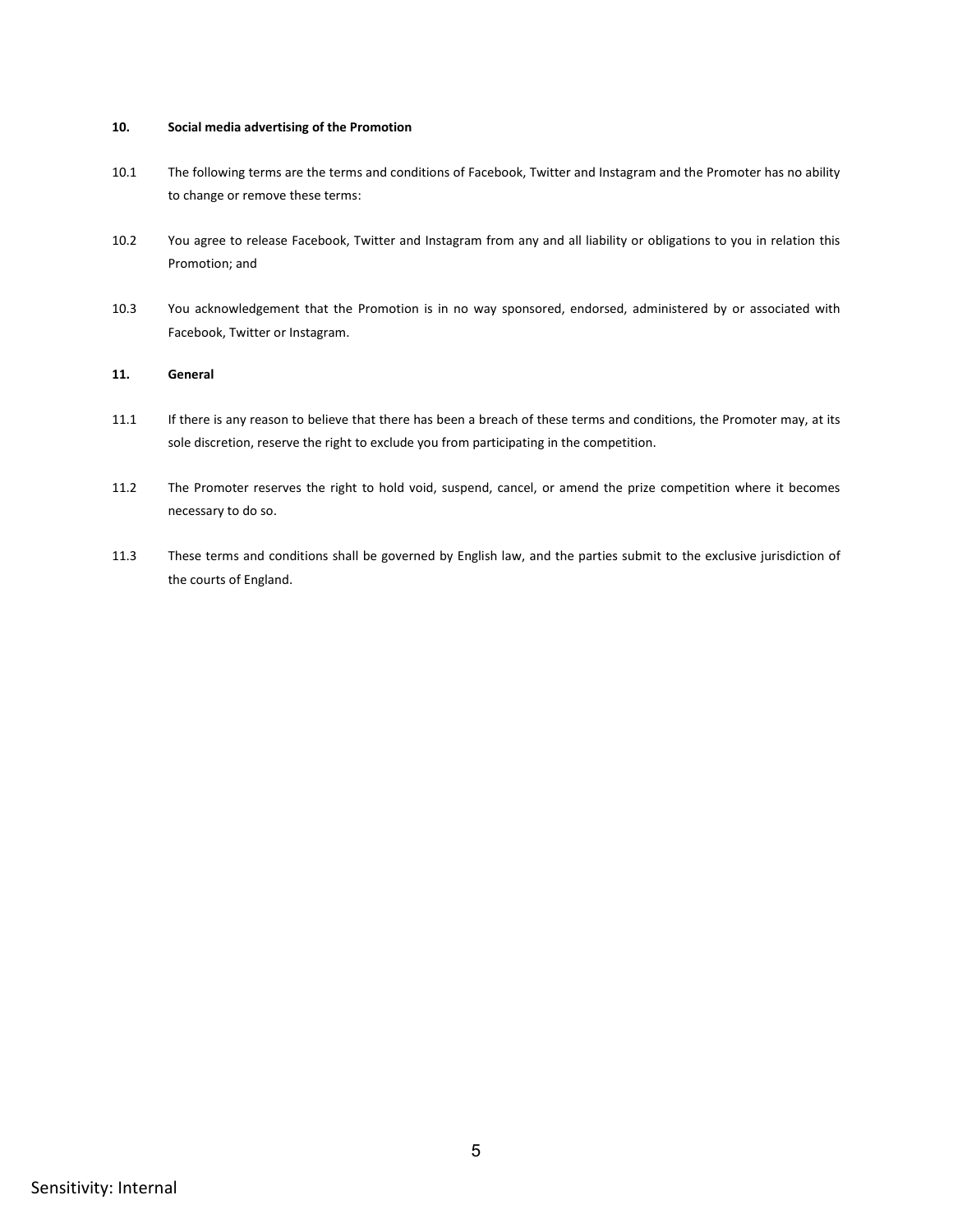**10. Social media advertising of the Promotion**

10.1 The following terms are the terms and conditions of Facebook, Twitter and Instagram and the Promoter has no ability to change or remove these terms:

10.2 You agree to release Facebook, Twitter and Instagram from any and all liability or obligations to you in relation this Promotion; and

10.3 You acknowledgement that the Promotion is in no way sponsored, endorsed, administered by or associated with Facebook, Twitter or Instagram.

**11. General**

11.1 If there is any reason to believe that there has been a breach of these terms and conditions, the Promoter may, at its sole discretion, reserve the right to exclude you from participating in the competition.

11.2 The Promoter reserves the right to hold void, suspend, cancel, or amend the prize competition where it becomes necessary to do so.

11.3 These terms and conditions shall be governed by English law, and the parties submit to the exclusive jurisdiction of the courts of England.